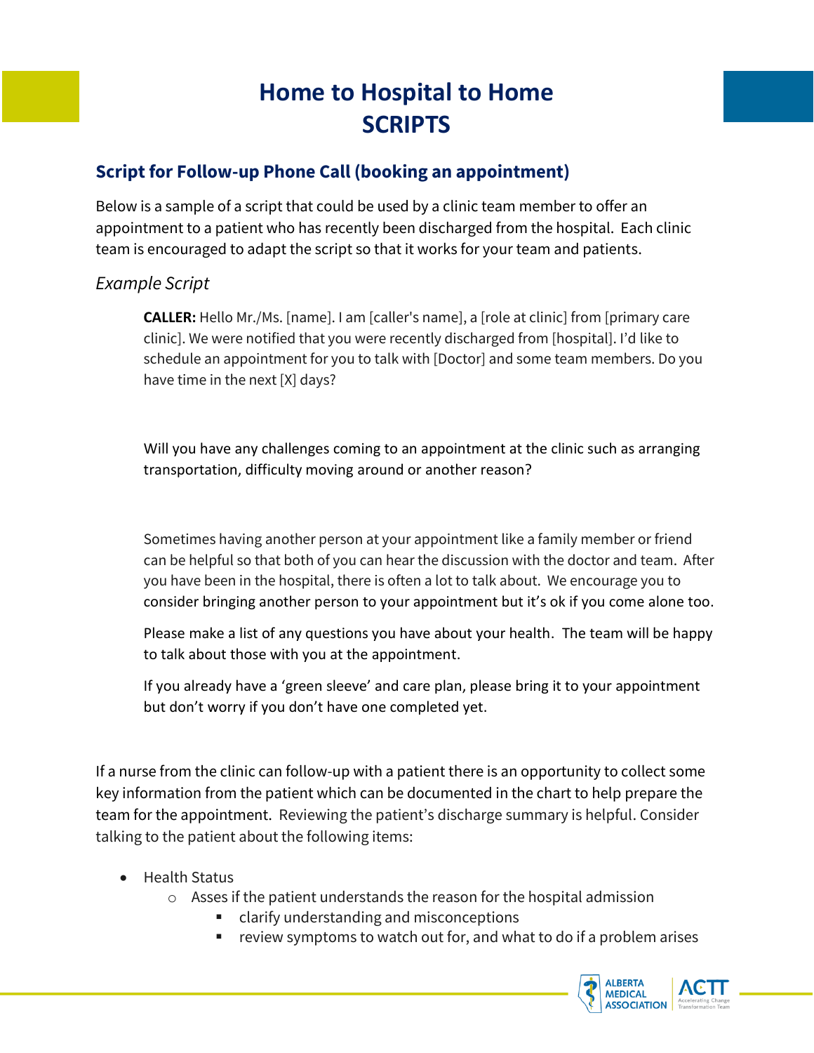# Home to Hospital to Home SCRIPTS

## Script for Follow-up Phone Call (booking an appointment)

Below is a sample of a script that could be used by a clinic team member to offer an appointment to a patient who has recently been discharged from the hospital. Each clinic team is encouraged to adapt the script so that it works for your team and patients.

### *Example Script*

> **CALLER:** Hello Mr./Ms. [name]. I am [caller's name], a [role at clinic] from [primary care clinic]. We were notified that you were recently discharged from [hospital]. I'd like to schedule an appointment for you to talk with [Doctor] and some team members. Do you have time in the next [X] days?
>
> Will you have any challenges coming to an appointment at the clinic such as arranging transportation, difficulty moving around or another reason?
>
> Sometimes having another person at your appointment like a family member or friend can be helpful so that both of you can hear the discussion with the doctor and team. After you have been in the hospital, there is often a lot to talk about. We encourage you to consider bringing another person to your appointment but it's ok if you come alone too.
>
> Please make a list of any questions you have about your health. The team will be happy to talk about those with you at the appointment.
>
> If you already have a 'green sleeve' and care plan, please bring it to your appointment but don't worry if you don't have one completed yet.

If a nurse from the clinic can follow-up with a patient there is an opportunity to collect some key information from the patient which can be documented in the chart to help prepare the team for the appointment. Reviewing the patient's discharge summary is helpful. Consider talking to the patient about the following items:

- Health Status
  - Asses if the patient understands the reason for the hospital admission
    - clarify understanding and misconceptions
    - review symptoms to watch out for, and what to do if a problem arises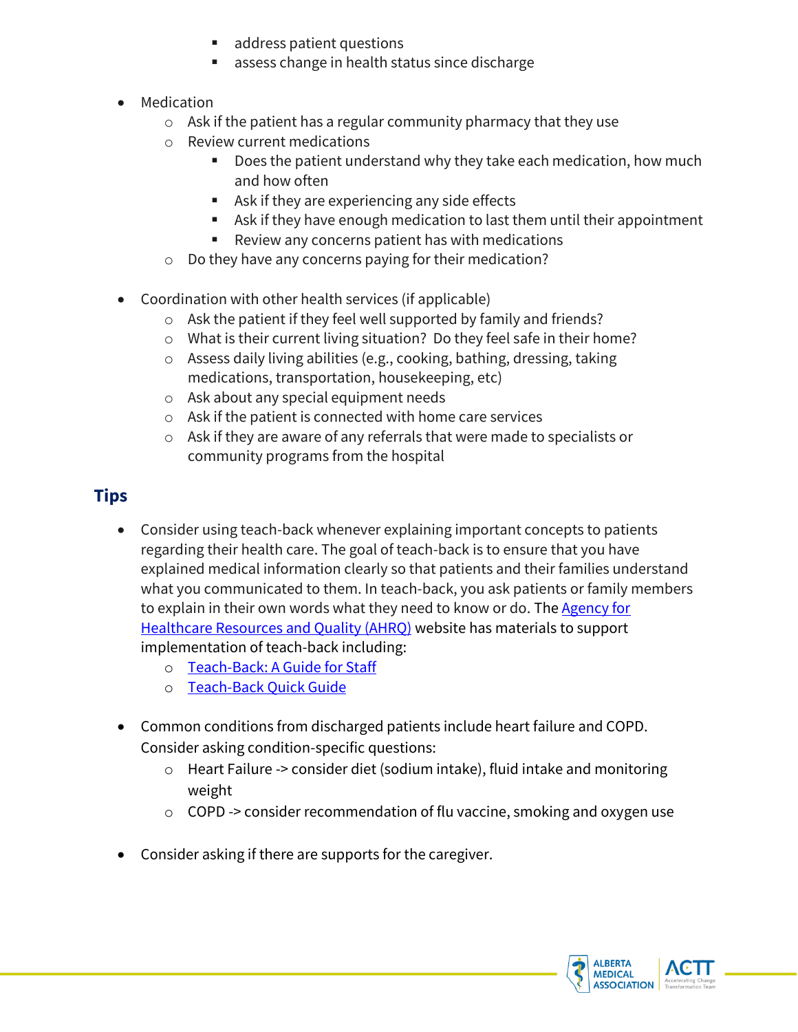- address patient questions
    - assess change in health status since discharge

- Medication
  - Ask if the patient has a regular community pharmacy that they use
  - Review current medications
    - Does the patient understand why they take each medication, how much and how often
    - Ask if they are experiencing any side effects
    - Ask if they have enough medication to last them until their appointment
    - Review any concerns patient has with medications
  - Do they have any concerns paying for their medication?

- Coordination with other health services (if applicable)
  - Ask the patient if they feel well supported by family and friends?
  - What is their current living situation? Do they feel safe in their home?
  - Assess daily living abilities (e.g., cooking, bathing, dressing, taking medications, transportation, housekeeping, etc)
  - Ask about any special equipment needs
  - Ask if the patient is connected with home care services
  - Ask if they are aware of any referrals that were made to specialists or community programs from the hospital

## Tips

- Consider using teach-back whenever explaining important concepts to patients regarding their health care. The goal of teach-back is to ensure that you have explained medical information clearly so that patients and their families understand what you communicated to them. In teach-back, you ask patients or family members to explain in their own words what they need to know or do. The Agency for Healthcare Resources and Quality (AHRQ) website has materials to support implementation of teach-back including:
  - Teach-Back: A Guide for Staff
  - Teach-Back Quick Guide

- Common conditions from discharged patients include heart failure and COPD. Consider asking condition-specific questions:
  - Heart Failure -> consider diet (sodium intake), fluid intake and monitoring weight
  - COPD -> consider recommendation of flu vaccine, smoking and oxygen use

- Consider asking if there are supports for the caregiver.